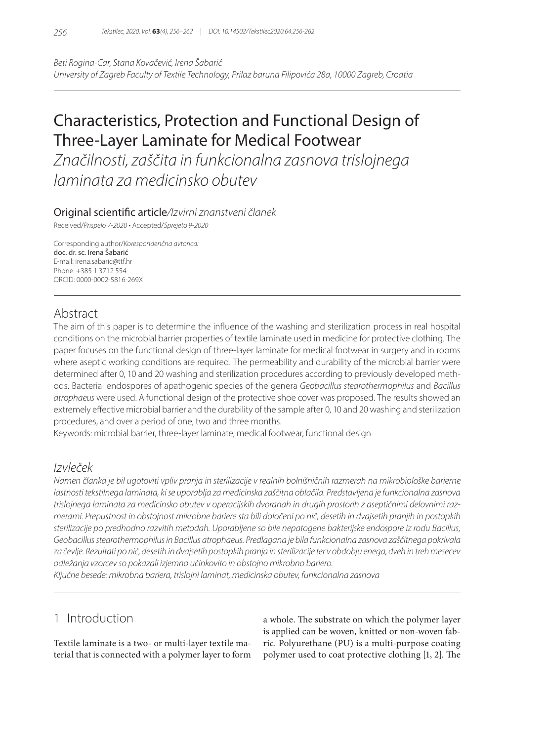*Beti Rogina-Car, Stana Kovačević, Irena Šabarić*
*University of Zagreb Faculty of Textile Technology, Prilaz baruna Filipovića 28a, 10000 Zagreb, Croatia*

# Characteristics, Protection and Functional Design of Three-Layer Laminate for Medical Footwear

*Značilnosti, zaščita in funkcionalna zasnova trislojnega laminata za medicinsko obutev*

Original scientific article/*Izvirni znanstveni članek*

Received/*Prispelo 7-2020* • Accepted/*Sprejeto 9-2020*

Corresponding author/*Korespondenčna avtorica:*
doc. dr. sc. Irena Šabarić
E-mail: irena.sabaric@ttf.hr
Phone: +385 1 3712 554
ORCID: 0000-0002-5816-269X

## Abstract

The aim of this paper is to determine the influence of the washing and sterilization process in real hospital conditions on the microbial barrier properties of textile laminate used in medicine for protective clothing. The paper focuses on the functional design of three-layer laminate for medical footwear in surgery and in rooms where aseptic working conditions are required. The permeability and durability of the microbial barrier were determined after 0, 10 and 20 washing and sterilization procedures according to previously developed methods. Bacterial endospores of apathogenic species of the genera *Geobacillus stearothermophilus* and *Bacillus atrophaeus* were used. A functional design of the protective shoe cover was proposed. The results showed an extremely effective microbial barrier and the durability of the sample after 0, 10 and 20 washing and sterilization procedures, and over a period of one, two and three months.

Keywords: microbial barrier, three-layer laminate, medical footwear, functional design

## *Izvleček*

*Namen članka je bil ugotoviti vpliv pranja in sterilizacije v realnih bolnišničnih razmerah na mikrobiološke barierne lastnosti tekstilnega laminata, ki se uporablja za medicinska zaščitna oblačila. Predstavljena je funkcionalna zasnova trislojnega laminata za medicinsko obutev v operacijskih dvoranah in drugih prostorih z aseptičnimi delovnimi razmerami. Prepustnost in obstojnost mikrobne bariere sta bili določeni po nič, desetih in dvajsetih pranjih in postopkih sterilizacije po predhodno razvitih metodah. Uporabljene so bile nepatogene bakterijske endospore iz rodu Bacillus, Geobacillus stearothermophilus in Bacillus atrophaeus. Predlagana je bila funkcionalna zasnova zaščitnega pokrivala za čevlje. Rezultati po nič, desetih in dvajsetih postopkih pranja in sterilizacije ter v obdobju enega, dveh in treh mesecev odležanja vzorcev so pokazali izjemno učinkovito in obstojno mikrobno bariero.*

*Ključne besede: mikrobna bariera, trislojni laminat, medicinska obutev, funkcionalna zasnova*

## 1 Introduction

Textile laminate is a two- or multi-layer textile material that is connected with a polymer layer to form a whole. The substrate on which the polymer layer is applied can be woven, knitted or non-woven fabric. Polyurethane (PU) is a multi-purpose coating polymer used to coat protective clothing [1, 2]. The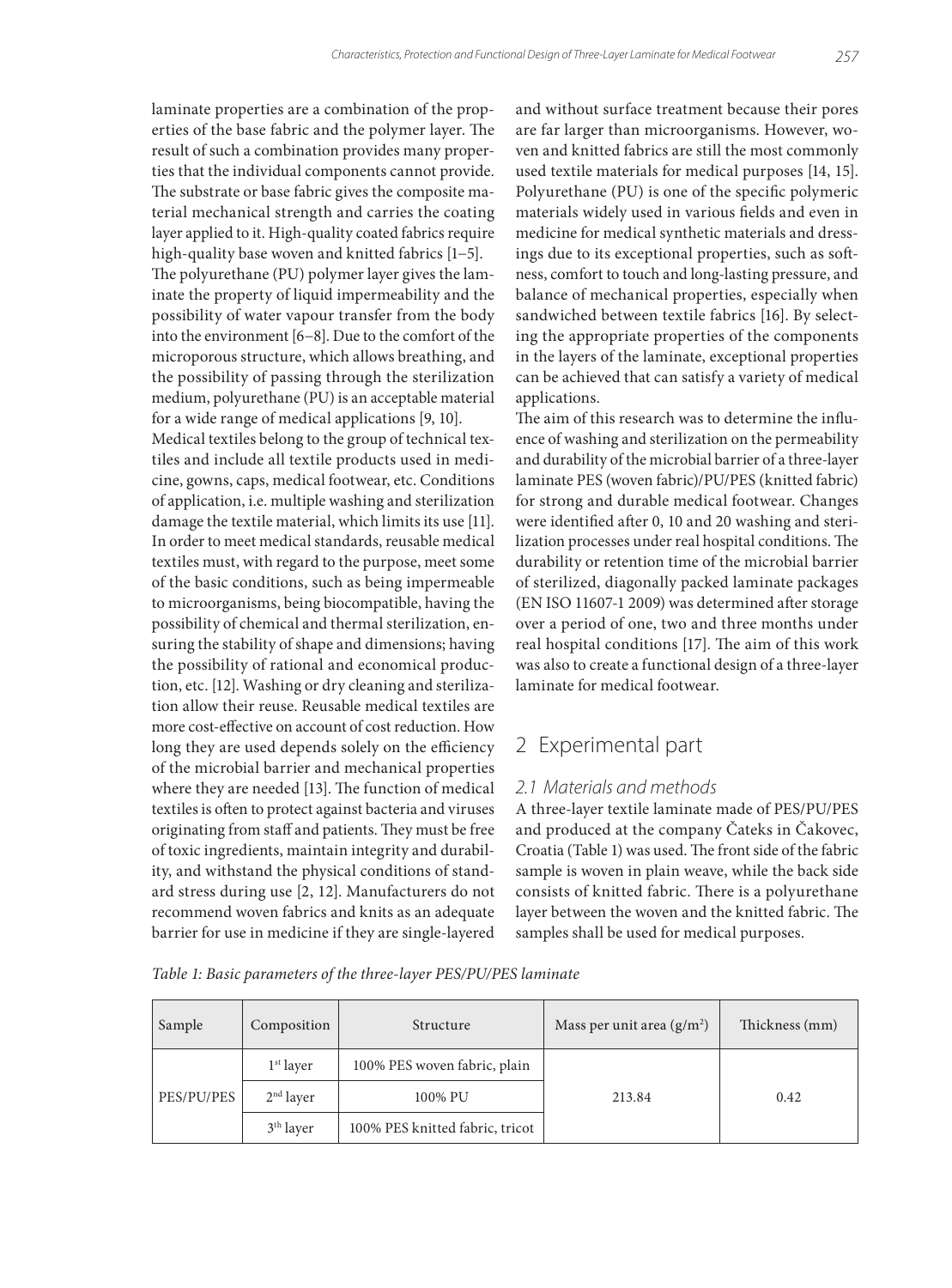laminate properties are a combination of the properties of the base fabric and the polymer layer. The result of such a combination provides many properties that the individual components cannot provide. The substrate or base fabric gives the composite material mechanical strength and carries the coating layer applied to it. High-quality coated fabrics require high-quality base woven and knitted fabrics [1–5].

The polyurethane (PU) polymer layer gives the laminate the property of liquid impermeability and the possibility of water vapour transfer from the body into the environment [6–8]. Due to the comfort of the microporous structure, which allows breathing, and the possibility of passing through the sterilization medium, polyurethane (PU) is an acceptable material for a wide range of medical applications [9, 10].

Medical textiles belong to the group of technical textiles and include all textile products used in medicine, gowns, caps, medical footwear, etc. Conditions of application, i.e. multiple washing and sterilization damage the textile material, which limits its use [11]. In order to meet medical standards, reusable medical textiles must, with regard to the purpose, meet some of the basic conditions, such as being impermeable to microorganisms, being biocompatible, having the possibility of chemical and thermal sterilization, ensuring the stability of shape and dimensions; having the possibility of rational and economical production, etc. [12]. Washing or dry cleaning and sterilization allow their reuse. Reusable medical textiles are more cost-effective on account of cost reduction. How long they are used depends solely on the efficiency of the microbial barrier and mechanical properties where they are needed [13]. The function of medical textiles is often to protect against bacteria and viruses originating from staff and patients. They must be free of toxic ingredients, maintain integrity and durability, and withstand the physical conditions of standard stress during use [2, 12]. Manufacturers do not recommend woven fabrics and knits as an adequate barrier for use in medicine if they are single-layered and without surface treatment because their pores are far larger than microorganisms. However, woven and knitted fabrics are still the most commonly used textile materials for medical purposes [14, 15]. Polyurethane (PU) is one of the specific polymeric materials widely used in various fields and even in medicine for medical synthetic materials and dressings due to its exceptional properties, such as softness, comfort to touch and long-lasting pressure, and balance of mechanical properties, especially when sandwiched between textile fabrics [16]. By selecting the appropriate properties of the components in the layers of the laminate, exceptional properties can be achieved that can satisfy a variety of medical applications.

The aim of this research was to determine the influence of washing and sterilization on the permeability and durability of the microbial barrier of a three-layer laminate PES (woven fabric)/PU/PES (knitted fabric) for strong and durable medical footwear. Changes were identified after 0, 10 and 20 washing and sterilization processes under real hospital conditions. The durability or retention time of the microbial barrier of sterilized, diagonally packed laminate packages (EN ISO 11607-1 2009) was determined after storage over a period of one, two and three months under real hospital conditions [17]. The aim of this work was also to create a functional design of a three-layer laminate for medical footwear.

## 2 Experimental part

### 2.1 Materials and methods

A three-layer textile laminate made of PES/PU/PES and produced at the company Čateks in Čakovec, Croatia (Table 1) was used. The front side of the fabric sample is woven in plain weave, while the back side consists of knitted fabric. There is a polyurethane layer between the woven and the knitted fabric. The samples shall be used for medical purposes.

*Table 1: Basic parameters of the three-layer PES/PU/PES laminate*

| Sample | Composition | Structure | Mass per unit area (g/m²) | Thickness (mm) |
|---|---|---|---|---|
| PES/PU/PES | 1st layer | 100% PES woven fabric, plain | 213.84 | 0.42 |
| | 2nd layer | 100% PU | | |
| | 3th layer | 100% PES knitted fabric, tricot | | |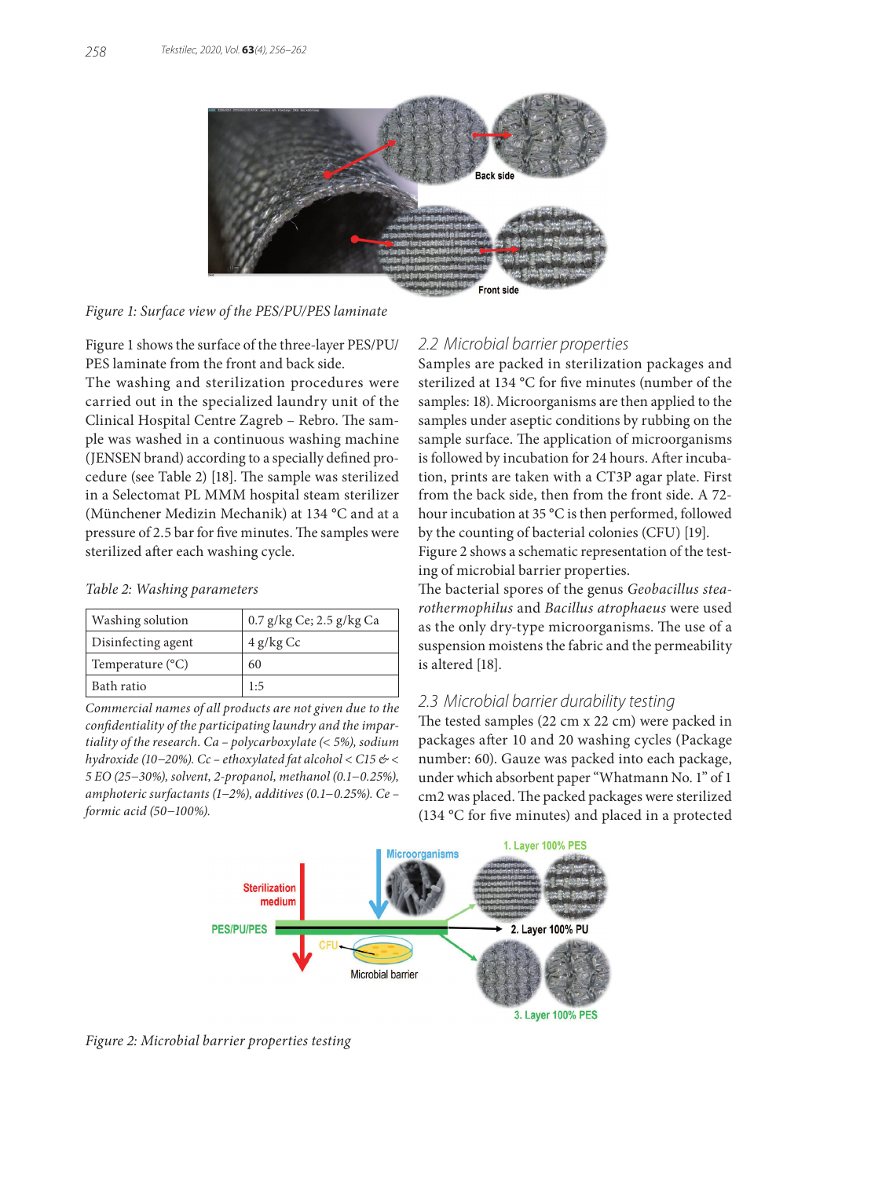Figure 1: Surface view of the PES/PU/PES laminate

Figure 1 shows the surface of the three-layer PES/PU/PES laminate from the front and back side.

The washing and sterilization procedures were carried out in the specialized laundry unit of the Clinical Hospital Centre Zagreb – Rebro. The sample was washed in a continuous washing machine (JENSEN brand) according to a specially defined procedure (see Table 2) [18]. The sample was sterilized in a Selectomat PL MMM hospital steam sterilizer (Münchener Medizin Mechanik) at 134 °C and at a pressure of 2.5 bar for five minutes. The samples were sterilized after each washing cycle.

*Table 2: Washing parameters*

| Washing solution | 0.7 g/kg Ce; 2.5 g/kg Ca |
|---|---|
| Disinfecting agent | 4 g/kg Cc |
| Temperature (°C) | 60 |
| Bath ratio | 1:5 |

*Commercial names of all products are not given due to the confidentiality of the participating laundry and the impartiality of the research. Ca – polycarboxylate (< 5%), sodium hydroxide (10–20%). Cc – ethoxylated fat alcohol < C15 & < 5 EO (25–30%), solvent, 2-propanol, methanol (0.1–0.25%), amphoteric surfactants (1–2%), additives (0.1–0.25%). Ce – formic acid (50–100%).*

## 2.2 Microbial barrier properties

Samples are packed in sterilization packages and sterilized at 134 °C for five minutes (number of the samples: 18). Microorganisms are then applied to the samples under aseptic conditions by rubbing on the sample surface. The application of microorganisms is followed by incubation for 24 hours. After incubation, prints are taken with a CT3P agar plate. First from the back side, then from the front side. A 72-hour incubation at 35 °C is then performed, followed by the counting of bacterial colonies (CFU) [19]. Figure 2 shows a schematic representation of the testing of microbial barrier properties.

The bacterial spores of the genus *Geobacillus stearothermophilus* and *Bacillus atrophaeus* were used as the only dry-type microorganisms. The use of a suspension moistens the fabric and the permeability is altered [18].

## 2.3 Microbial barrier durability testing

The tested samples (22 cm x 22 cm) were packed in packages after 10 and 20 washing cycles (Package number: 60). Gauze was packed into each package, under which absorbent paper "Whatmann No. 1" of 1 cm2 was placed. The packed packages were sterilized (134 °C for five minutes) and placed in a protected

Figure 2: Microbial barrier properties testing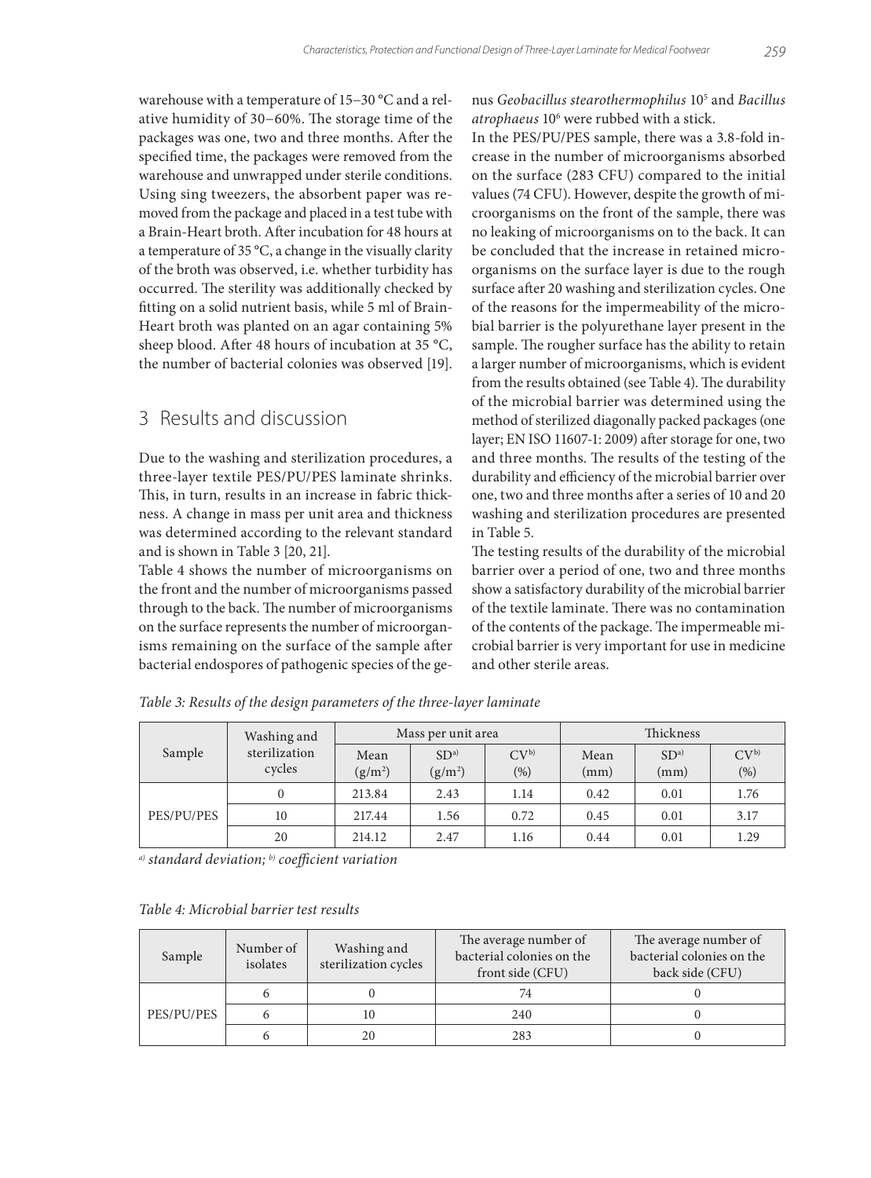warehouse with a temperature of 15–30 °C and a relative humidity of 30–60%. The storage time of the packages was one, two and three months. After the specified time, the packages were removed from the warehouse and unwrapped under sterile conditions. Using sing tweezers, the absorbent paper was removed from the package and placed in a test tube with a Brain-Heart broth. After incubation for 48 hours at a temperature of 35 °C, a change in the visually clarity of the broth was observed, i.e. whether turbidity has occurred. The sterility was additionally checked by fitting on a solid nutrient basis, while 5 ml of Brain-Heart broth was planted on an agar containing 5% sheep blood. After 48 hours of incubation at 35 °C, the number of bacterial colonies was observed [19].

## 3 Results and discussion

Due to the washing and sterilization procedures, a three-layer textile PES/PU/PES laminate shrinks. This, in turn, results in an increase in fabric thickness. A change in mass per unit area and thickness was determined according to the relevant standard and is shown in Table 3 [20, 21].

Table 4 shows the number of microorganisms on the front and the number of microorganisms passed through to the back. The number of microorganisms on the surface represents the number of microorganisms remaining on the surface of the sample after bacterial endospores of pathogenic species of the genus *Geobacillus stearothermophilus* $10^5$ and *Bacillus atrophaeus* $10^6$ were rubbed with a stick.

In the PES/PU/PES sample, there was a 3.8-fold increase in the number of microorganisms absorbed on the surface (283 CFU) compared to the initial values (74 CFU). However, despite the growth of microorganisms on the front of the sample, there was no leaking of microorganisms on to the back. It can be concluded that the increase in retained microorganisms on the surface layer is due to the rough surface after 20 washing and sterilization cycles. One of the reasons for the impermeability of the microbial barrier is the polyurethane layer present in the sample. The rougher surface has the ability to retain a larger number of microorganisms, which is evident from the results obtained (see Table 4). The durability of the microbial barrier was determined using the method of sterilized diagonally packed packages (one layer; EN ISO 11607-1: 2009) after storage for one, two and three months. The results of the testing of the durability and efficiency of the microbial barrier over one, two and three months after a series of 10 and 20 washing and sterilization procedures are presented in Table 5.

The testing results of the durability of the microbial barrier over a period of one, two and three months show a satisfactory durability of the microbial barrier of the textile laminate. There was no contamination of the contents of the package. The impermeable microbial barrier is very important for use in medicine and other sterile areas.

*Table 3: Results of the design parameters of the three-layer laminate*

| Sample | Washing and sterilization cycles | Mass per unit area | | | Thickness | | |
|---|---|---|---|---|---|---|---|
| | | Mean ($g/m^2$) | SD[a] ($g/m^2$) | CV[b] (%) | Mean (mm) | SD[a] (mm) | CV[b] (%) |
| PES/PU/PES | 0 | 213.84 | 2.43 | 1.14 | 0.42 | 0.01 | 1.76 |
| | 10 | 217.44 | 1.56 | 0.72 | 0.45 | 0.01 | 3.17 |
| | 20 | 214.12 | 2.47 | 1.16 | 0.44 | 0.01 | 1.29 |

*[a] standard deviation; [b] coefficient variation*

*Table 4: Microbial barrier test results*

| Sample | Number of isolates | Washing and sterilization cycles | The average number of bacterial colonies on the front side (CFU) | The average number of bacterial colonies on the back side (CFU) |
|---|---|---|---|---|
| PES/PU/PES | 6 | 0 | 74 | 0 |
| | 6 | 10 | 240 | 0 |
| | 6 | 20 | 283 | 0 |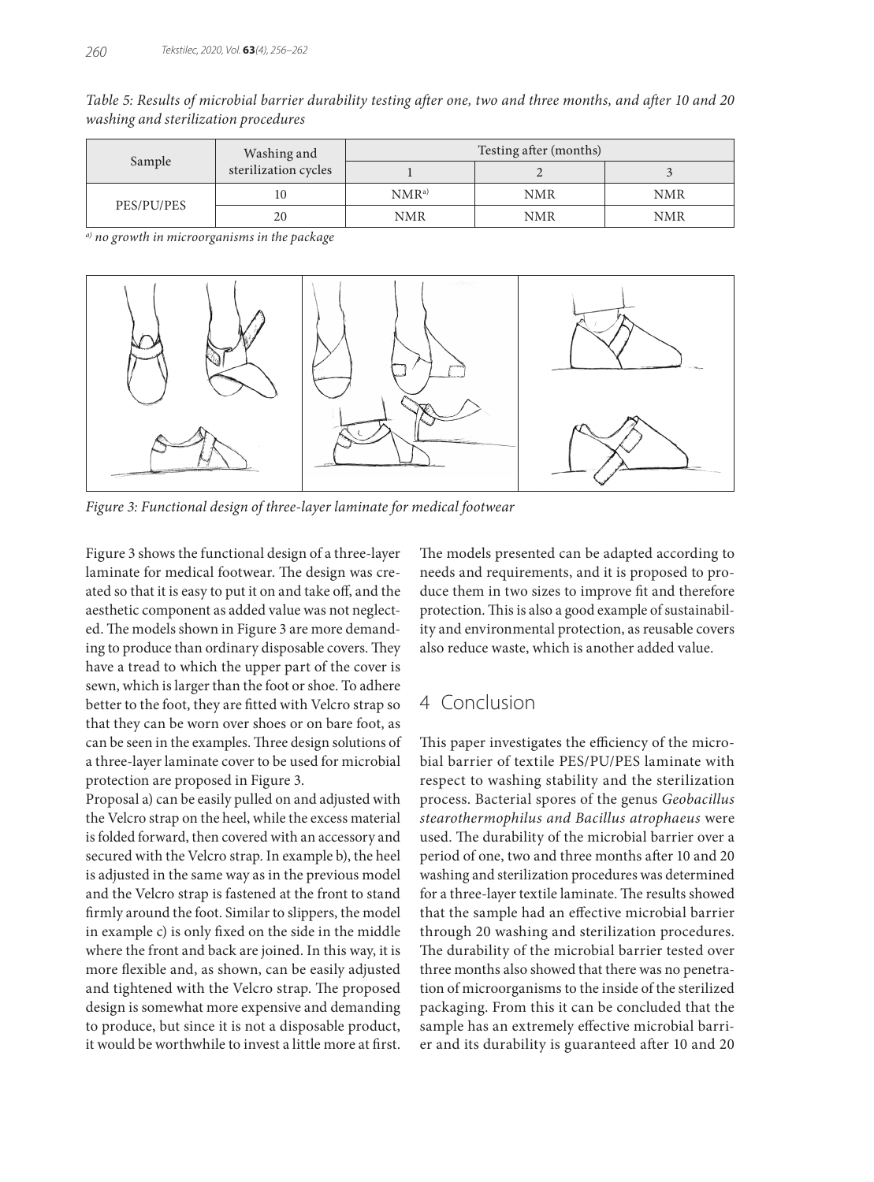*Table 5: Results of microbial barrier durability testing after one, two and three months, and after 10 and 20 washing and sterilization procedures*

| Sample | Washing and sterilization cycles | Testing after (months) | | |
|---|---|---|---|---|
| | | 1 | 2 | 3 |
| PES/PU/PES | 10 | NMR[a)] | NMR | NMR |
| | 20 | NMR | NMR | NMR |

[a)] *no growth in microorganisms in the package*

*Figure 3: Functional design of three-layer laminate for medical footwear*

Figure 3 shows the functional design of a three-layer laminate for medical footwear. The design was created so that it is easy to put it on and take off, and the aesthetic component as added value was not neglected. The models shown in Figure 3 are more demanding to produce than ordinary disposable covers. They have a tread to which the upper part of the cover is sewn, which is larger than the foot or shoe. To adhere better to the foot, they are fitted with Velcro strap so that they can be worn over shoes or on bare foot, as can be seen in the examples. Three design solutions of a three-layer laminate cover to be used for microbial protection are proposed in Figure 3.

Proposal a) can be easily pulled on and adjusted with the Velcro strap on the heel, while the excess material is folded forward, then covered with an accessory and secured with the Velcro strap. In example b), the heel is adjusted in the same way as in the previous model and the Velcro strap is fastened at the front to stand firmly around the foot. Similar to slippers, the model in example c) is only fixed on the side in the middle where the front and back are joined. In this way, it is more flexible and, as shown, can be easily adjusted and tightened with the Velcro strap. The proposed design is somewhat more expensive and demanding to produce, but since it is not a disposable product, it would be worthwhile to invest a little more at first.

The models presented can be adapted according to needs and requirements, and it is proposed to produce them in two sizes to improve fit and therefore protection. This is also a good example of sustainability and environmental protection, as reusable covers also reduce waste, which is another added value.

## 4 Conclusion

This paper investigates the efficiency of the microbial barrier of textile PES/PU/PES laminate with respect to washing stability and the sterilization process. Bacterial spores of the genus *Geobacillus stearothermophilus and Bacillus atrophaeus* were used. The durability of the microbial barrier over a period of one, two and three months after 10 and 20 washing and sterilization procedures was determined for a three-layer textile laminate. The results showed that the sample had an effective microbial barrier through 20 washing and sterilization procedures. The durability of the microbial barrier tested over three months also showed that there was no penetration of microorganisms to the inside of the sterilized packaging. From this it can be concluded that the sample has an extremely effective microbial barrier and its durability is guaranteed after 10 and 20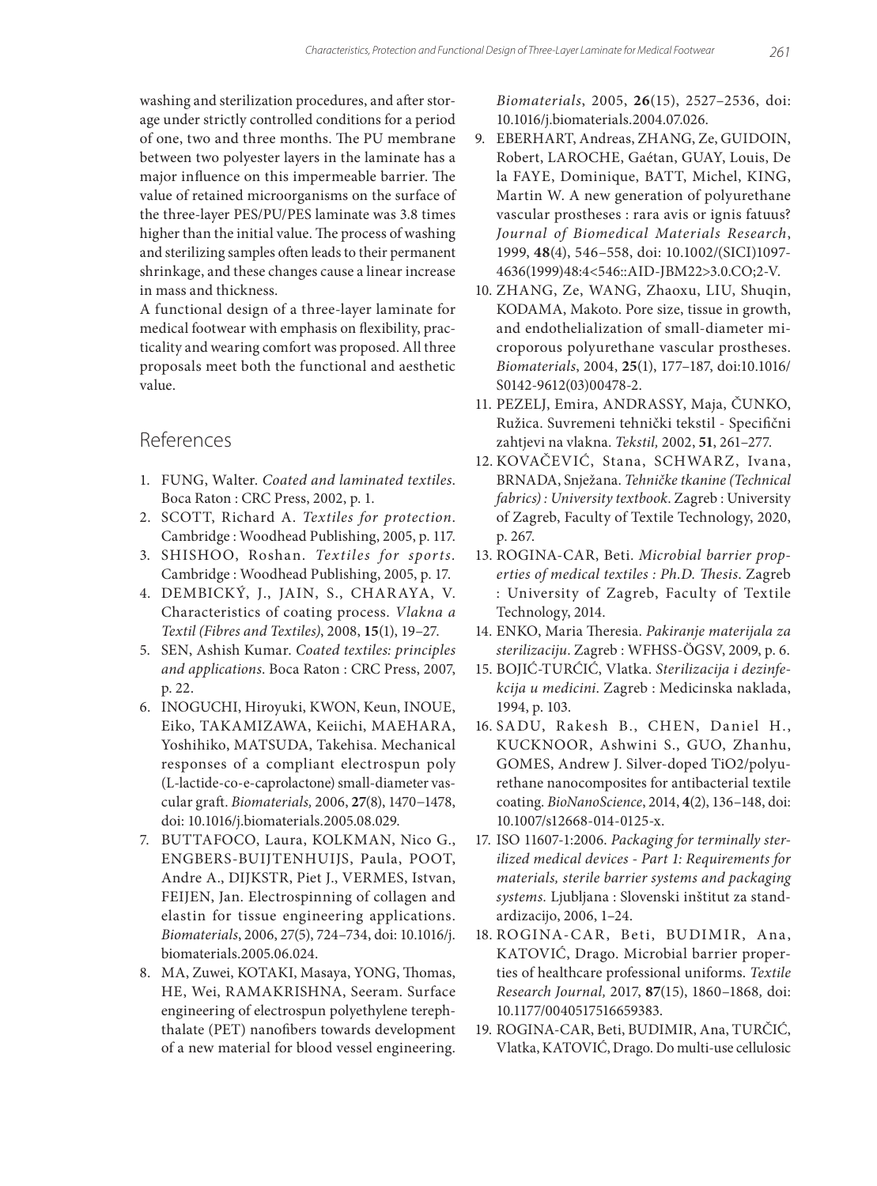washing and sterilization procedures, and after storage under strictly controlled conditions for a period of one, two and three months. The PU membrane between two polyester layers in the laminate has a major influence on this impermeable barrier. The value of retained microorganisms on the surface of the three-layer PES/PU/PES laminate was 3.8 times higher than the initial value. The process of washing and sterilizing samples often leads to their permanent shrinkage, and these changes cause a linear increase in mass and thickness.

A functional design of a three-layer laminate for medical footwear with emphasis on flexibility, practicality and wearing comfort was proposed. All three proposals meet both the functional and aesthetic value.

## References

1. FUNG, Walter. *Coated and laminated textiles*. Boca Raton : CRC Press, 2002, p. 1.
2. SCOTT, Richard A. *Textiles for protection*. Cambridge : Woodhead Publishing, 2005, p. 117.
3. SHISHOO, Roshan. *Textiles for sports*. Cambridge : Woodhead Publishing, 2005, p. 17.
4. DEMBICKÝ, J., JAIN, S., CHARAYA, V. Characteristics of coating process. *Vlakna a Textil (Fibres and Textiles)*, 2008, **15**(1), 19–27.
5. SEN, Ashish Kumar. *Coated textiles: principles and applications*. Boca Raton : CRC Press, 2007, p. 22.
6. INOGUCHI, Hiroyuki, KWON, Keun, INOUE, Eiko, TAKAMIZAWA, Keiichi, MAEHARA, Yoshihiko, MATSUDA, Takehisa. Mechanical responses of a compliant electrospun poly (L-lactide-co-e-caprolactone) small-diameter vascular graft. *Biomaterials,* 2006, **27**(8), 1470–1478, doi: 10.1016/j.biomaterials.2005.08.029.
7. BUTTAFOCO, Laura, KOLKMAN, Nico G., ENGBERS-BUIJTENHUIJS, Paula, POOT, Andre A., DIJKSTR, Piet J., VERMES, Istvan, FEIJEN, Jan. Electrospinning of collagen and elastin for tissue engineering applications. *Biomaterials*, 2006, 27(5), 724–734, doi: 10.1016/j.biomaterials.2005.06.024.
8. MA, Zuwei, KOTAKI, Masaya, YONG, Thomas, HE, Wei, RAMAKRISHNA, Seeram. Surface engineering of electrospun polyethylene terephthalate (PET) nanofibers towards development of a new material for blood vessel engineering. *Biomaterials*, 2005, **26**(15), 2527–2536, doi: 10.1016/j.biomaterials.2004.07.026.
9. EBERHART, Andreas, ZHANG, Ze, GUIDOIN, Robert, LAROCHE, Gaétan, GUAY, Louis, De la FAYE, Dominique, BATT, Michel, KING, Martin W. A new generation of polyurethane vascular prostheses : rara avis or ignis fatuus? *Journal of Biomedical Materials Research*, 1999, **48**(4), 546–558, doi: 10.1002/(SICI)1097-4636(1999)48:4<546::AID-JBM22>3.0.CO;2-V.
10. ZHANG, Ze, WANG, Zhaoxu, LIU, Shuqin, KODAMA, Makoto. Pore size, tissue in growth, and endothelialization of small-diameter microporous polyurethane vascular prostheses. *Biomaterials*, 2004, **25**(1), 177–187, doi:10.1016/S0142-9612(03)00478-2.
11. PEZELJ, Emira, ANDRASSY, Maja, ČUNKO, Ružica. Suvremeni tehnički tekstil - Specifični zahtjevi na vlakna. *Tekstil,* 2002, **51**, 261–277.
12. KOVAČEVIĆ, Stana, SCHWARZ, Ivana, BRNADA, Snježana. *Tehničke tkanine (Technical fabrics) : University textbook*. Zagreb : University of Zagreb, Faculty of Textile Technology, 2020, p. 267.
13. ROGINA-CAR, Beti. *Microbial barrier properties of medical textiles : Ph.D. Thesis*. Zagreb : University of Zagreb, Faculty of Textile Technology, 2014.
14. ENKO, Maria Theresia. *Pakiranje materijala za sterilizaciju*. Zagreb : WFHSS-ÖGSV, 2009, p. 6.
15. BOJIĆ-TURČIĆ, Vlatka. *Sterilizacija i dezinfekcija u medicini*. Zagreb : Medicinska naklada, 1994, p. 103.
16. SADU, Rakesh B., CHEN, Daniel H., KUCKNOOR, Ashwini S., GUO, Zhanhu, GOMES, Andrew J. Silver-doped $TiO_2$/polyurethane nanocomposites for antibacterial textile coating. *BioNanoScience*, 2014, **4**(2), 136–148, doi: 10.1007/s12668-014-0125-x.
17. ISO 11607-1:2006. *Packaging for terminally sterilized medical devices - Part 1: Requirements for materials, sterile barrier systems and packaging systems.* Ljubljana : Slovenski inštitut za standardizacijo, 2006, 1–24.
18. ROGINA-CAR, Beti, BUDIMIR, Ana, KATOVIĆ, Drago. Microbial barrier properties of healthcare professional uniforms. *Textile Research Journal,* 2017, **87**(15), 1860–1868*,* doi: 10.1177/0040517516659383.
19. ROGINA-CAR, Beti, BUDIMIR, Ana, TURČIĆ, Vlatka, KATOVIĆ, Drago. Do multi-use cellulosic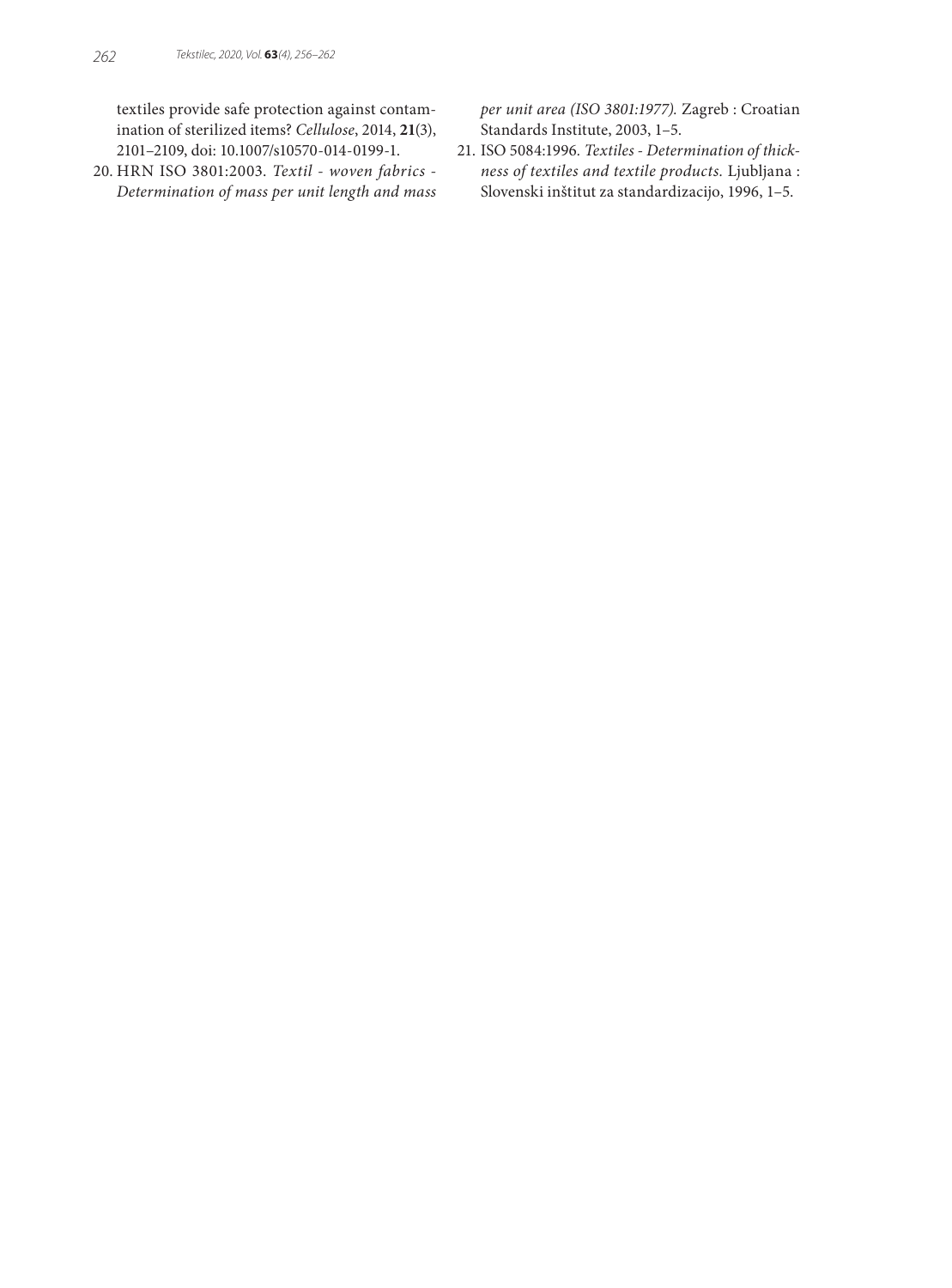textiles provide safe protection against contamination of sterilized items? *Cellulose*, 2014, **21**(3), 2101–2109, doi: 10.1007/s10570-014-0199-1.

20. HRN ISO 3801:2003. *Textil - woven fabrics - Determination of mass per unit length and mass per unit area (ISO 3801:1977).* Zagreb : Croatian Standards Institute, 2003, 1–5.
21. ISO 5084:1996. *Textiles - Determination of thickness of textiles and textile products.* Ljubljana : Slovenski inštitut za standardizacijo, 1996, 1–5.